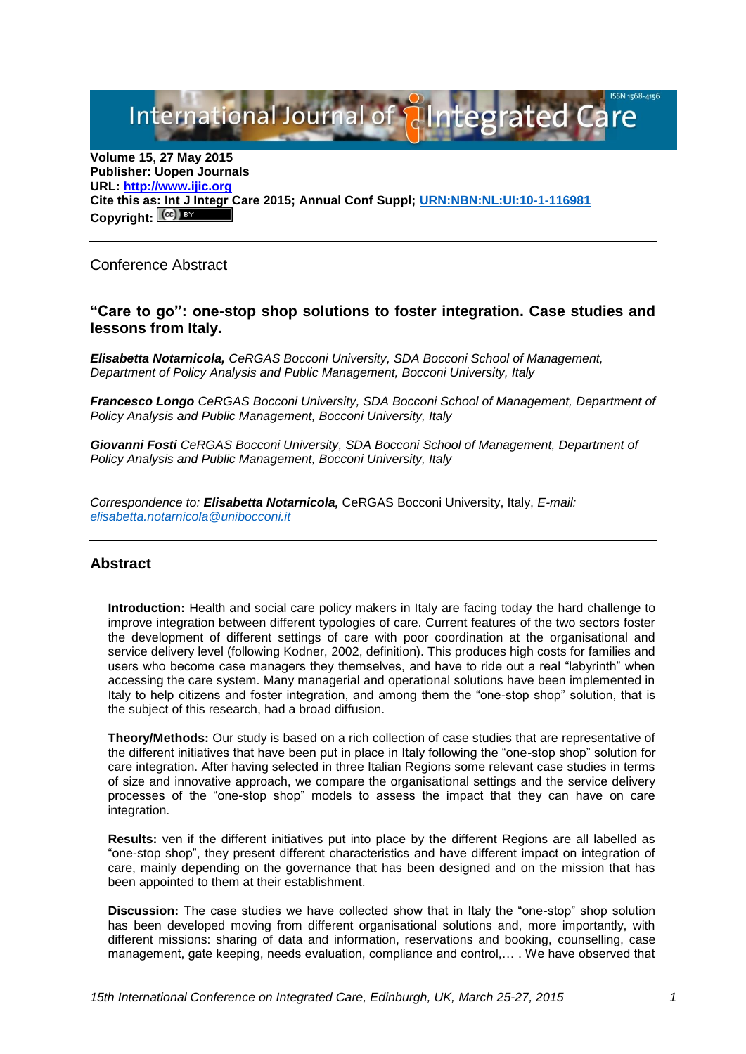Volume 15, 27 May 2015
**Publisher: Uopen Journals**
**URL: [http://www.ijic.org](http://www.ijic.org)**
**Cite this as: Int J Integr Care 2015; Annual Conf Suppl; [URN:NBN:NL:UI:10-1-116981](URN:NBN:NL:UI:10-1-116981)**
**Copyright:**

Conference Abstract

## "Care to go": one-stop shop solutions to foster integration. Case studies and lessons from Italy.

***Elisabetta Notarnicola,*** *CeRGAS Bocconi University, SDA Bocconi School of Management, Department of Policy Analysis and Public Management, Bocconi University, Italy*

***Francesco Longo*** *CeRGAS Bocconi University, SDA Bocconi School of Management, Department of Policy Analysis and Public Management, Bocconi University, Italy*

***Giovanni Fosti*** *CeRGAS Bocconi University, SDA Bocconi School of Management, Department of Policy Analysis and Public Management, Bocconi University, Italy*

*Correspondence to:* ***Elisabetta Notarnicola,*** CeRGAS Bocconi University, Italy, *E-mail: [elisabetta.notarnicola@unibocconi.it](mailto:elisabetta.notarnicola@unibocconi.it)*

## Abstract

**Introduction:** Health and social care policy makers in Italy are facing today the hard challenge to improve integration between different typologies of care. Current features of the two sectors foster the development of different settings of care with poor coordination at the organisational and service delivery level (following Kodner, 2002, definition). This produces high costs for families and users who become case managers they themselves, and have to ride out a real "labyrinth" when accessing the care system. Many managerial and operational solutions have been implemented in Italy to help citizens and foster integration, and among them the "one-stop shop" solution, that is the subject of this research, had a broad diffusion.

**Theory/Methods:** Our study is based on a rich collection of case studies that are representative of the different initiatives that have been put in place in Italy following the "one-stop shop" solution for care integration. After having selected in three Italian Regions some relevant case studies in terms of size and innovative approach, we compare the organisational settings and the service delivery processes of the "one-stop shop" models to assess the impact that they can have on care integration.

**Results:** ven if the different initiatives put into place by the different Regions are all labelled as "one-stop shop", they present different characteristics and have different impact on integration of care, mainly depending on the governance that has been designed and on the mission that has been appointed to them at their establishment.

**Discussion:** The case studies we have collected show that in Italy the "one-stop" shop solution has been developed moving from different organisational solutions and, more importantly, with different missions: sharing of data and information, reservations and booking, counselling, case management, gate keeping, needs evaluation, compliance and control,… . We have observed that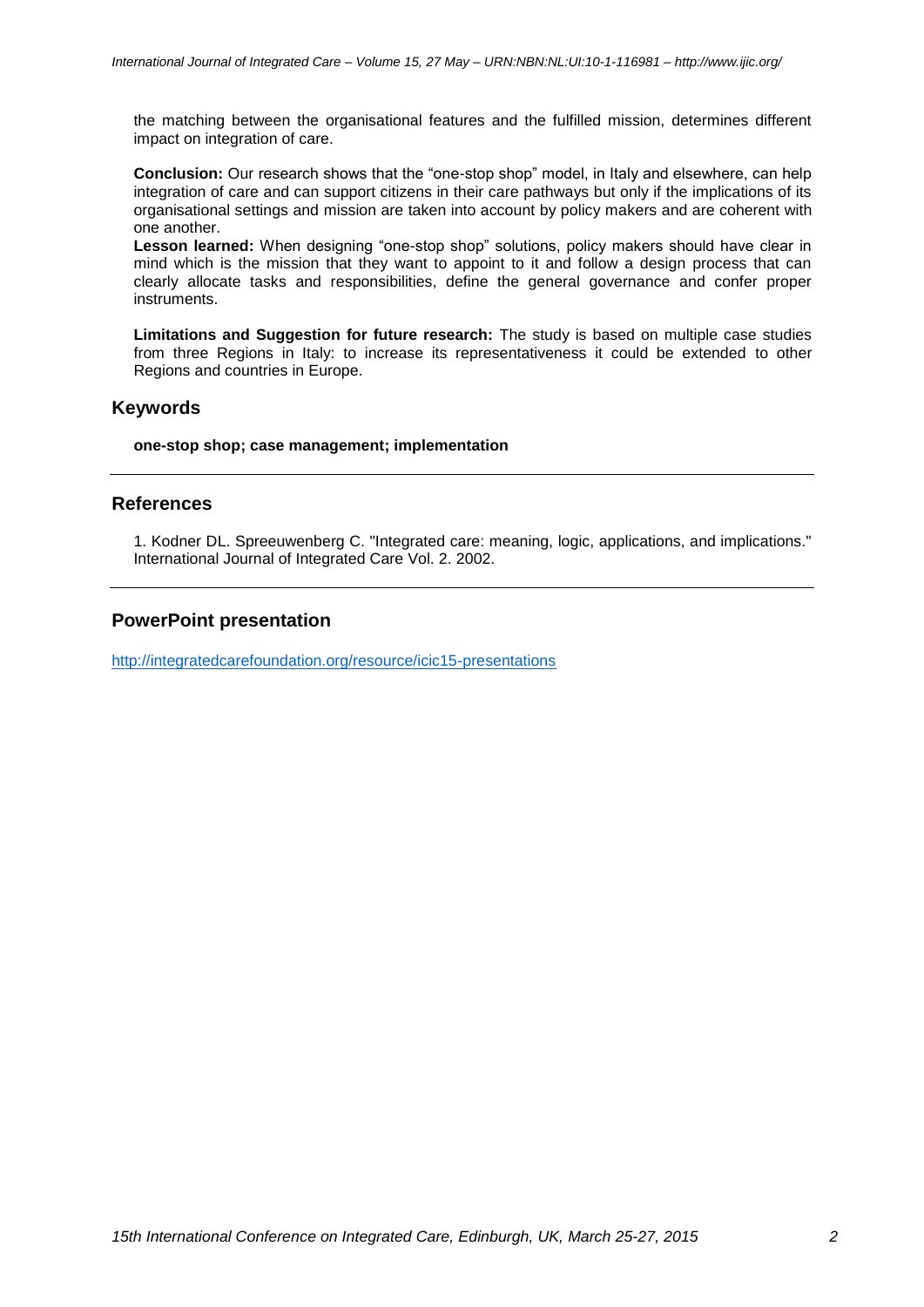the matching between the organisational features and the fulfilled mission, determines different impact on integration of care.

**Conclusion:** Our research shows that the "one-stop shop" model, in Italy and elsewhere, can help integration of care and can support citizens in their care pathways but only if the implications of its organisational settings and mission are taken into account by policy makers and are coherent with one another.

**Lesson learned:** When designing "one-stop shop" solutions, policy makers should have clear in mind which is the mission that they want to appoint to it and follow a design process that can clearly allocate tasks and responsibilities, define the general governance and confer proper instruments.

**Limitations and Suggestion for future research:** The study is based on multiple case studies from three Regions in Italy: to increase its representativeness it could be extended to other Regions and countries in Europe.

## Keywords

**one-stop shop; case management; implementation**

## References

1. Kodner DL. Spreeuwenberg C. "Integrated care: meaning, logic, applications, and implications." International Journal of Integrated Care Vol. 2. 2002.

## PowerPoint presentation

http://integratedcarefoundation.org/resource/icic15-presentations